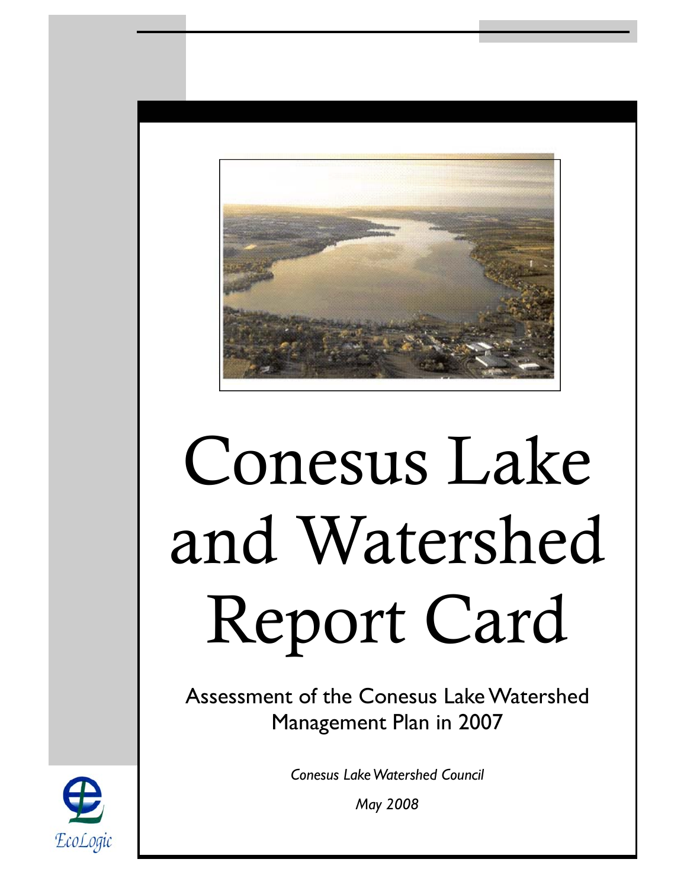# Conesus Lake and Watershed Report Card

## Assessment of the Conesus Lake Watershed Management Plan in 2007

*Conesus Lake Watershed Council*

*May 2008*

EcoLogic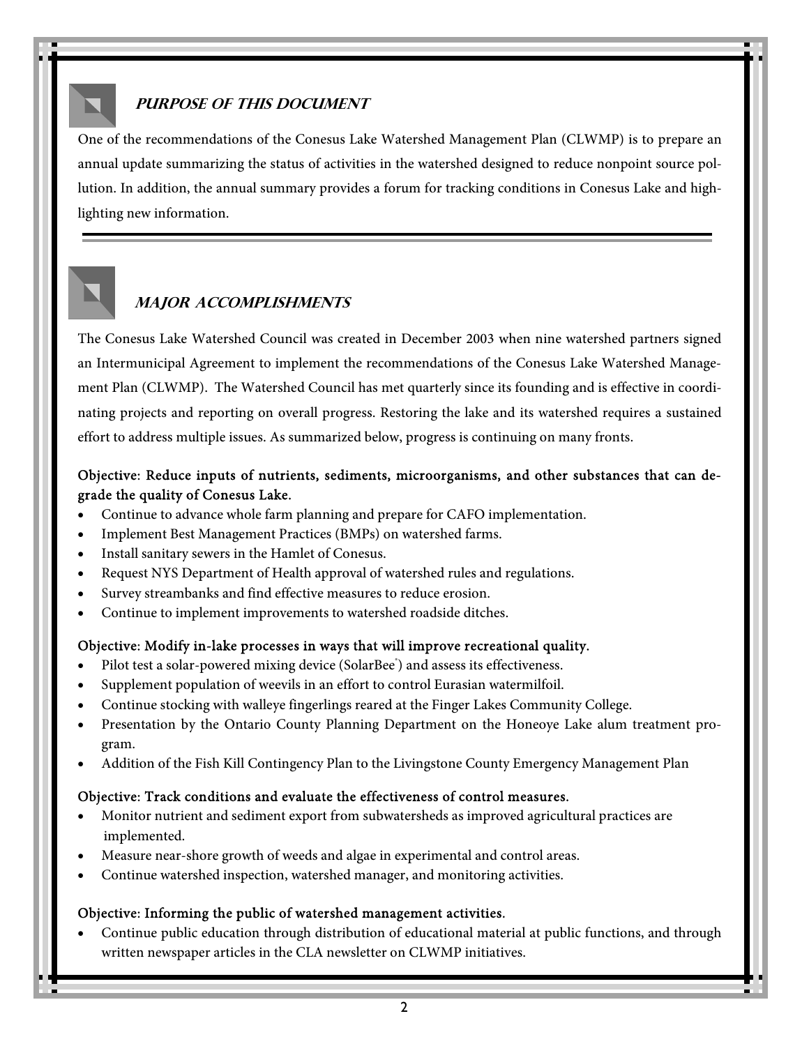## Purpose of This Document

One of the recommendations of the Conesus Lake Watershed Management Plan (CLWMP) is to prepare an annual update summarizing the status of activities in the watershed designed to reduce nonpoint source pollution. In addition, the annual summary provides a forum for tracking conditions in Conesus Lake and highlighting new information.

## Major Accomplishments

The Conesus Lake Watershed Council was created in December 2003 when nine watershed partners signed an Intermunicipal Agreement to implement the recommendations of the Conesus Lake Watershed Management Plan (CLWMP). The Watershed Council has met quarterly since its founding and is effective in coordinating projects and reporting on overall progress. Restoring the lake and its watershed requires a sustained effort to address multiple issues. As summarized below, progress is continuing on many fronts.

**Objective: Reduce inputs of nutrients, sediments, microorganisms, and other substances that can degrade the quality of Conesus Lake.**

- Continue to advance whole farm planning and prepare for CAFO implementation.
- Implement Best Management Practices (BMPs) on watershed farms.
- Install sanitary sewers in the Hamlet of Conesus.
- Request NYS Department of Health approval of watershed rules and regulations.
- Survey streambanks and find effective measures to reduce erosion.
- Continue to implement improvements to watershed roadside ditches.

**Objective: Modify in-lake processes in ways that will improve recreational quality.**

- Pilot test a solar-powered mixing device (SolarBee®) and assess its effectiveness.
- Supplement population of weevils in an effort to control Eurasian watermilfoil.
- Continue stocking with walleye fingerlings reared at the Finger Lakes Community College.
- Presentation by the Ontario County Planning Department on the Honeoye Lake alum treatment program.
- Addition of the Fish Kill Contingency Plan to the Livingstone County Emergency Management Plan

**Objective: Track conditions and evaluate the effectiveness of control measures.**

- Monitor nutrient and sediment export from subwatersheds as improved agricultural practices are implemented.
- Measure near-shore growth of weeds and algae in experimental and control areas.
- Continue watershed inspection, watershed manager, and monitoring activities.

**Objective: Informing the public of watershed management activities.**

- Continue public education through distribution of educational material at public functions, and through written newspaper articles in the CLA newsletter on CLWMP initiatives.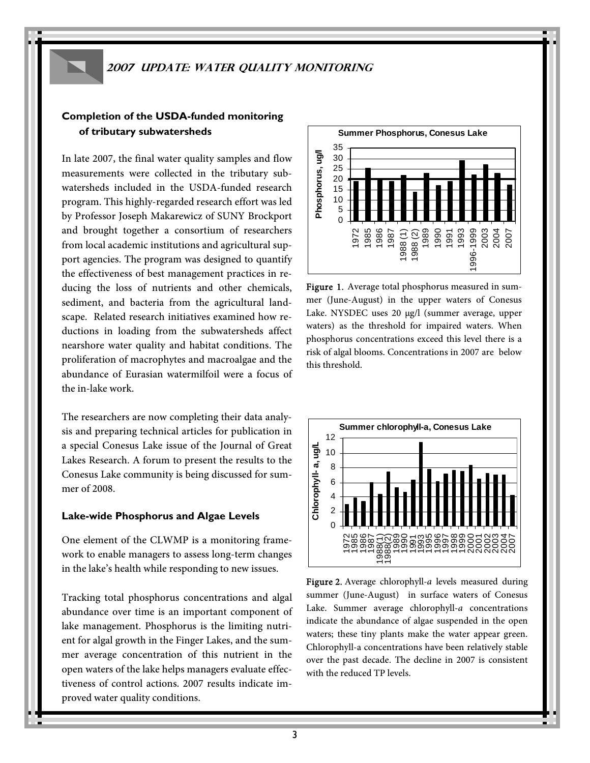## 2007 UPDATE: WATER QUALITY MONITORING

### Completion of the USDA-funded monitoring of tributary subwatersheds

In late 2007, the final water quality samples and flow measurements were collected in the tributary subwatersheds included in the USDA-funded research program. This highly-regarded research effort was led by Professor Joseph Makarewicz of SUNY Brockport and brought together a consortium of researchers from local academic institutions and agricultural support agencies. The program was designed to quantify the effectiveness of best management practices in reducing the loss of nutrients and other chemicals, sediment, and bacteria from the agricultural landscape. Related research initiatives examined how reductions in loading from the subwatersheds affect nearshore water quality and habitat conditions. The proliferation of macrophytes and macroalgae and the abundance of Eurasian watermilfoil were a focus of the in-lake work.

The researchers are now completing their data analysis and preparing technical articles for publication in a special Conesus Lake issue of the Journal of Great Lakes Research. A forum to present the results to the Conesus Lake community is being discussed for summer of 2008.

### Lake-wide Phosphorus and Algae Levels

One element of the CLWMP is a monitoring framework to enable managers to assess long-term changes in the lake's health while responding to new issues.

Tracking total phosphorus concentrations and algal abundance over time is an important component of lake management. Phosphorus is the limiting nutrient for algal growth in the Finger Lakes, and the summer average concentration of this nutrient in the open waters of the lake helps managers evaluate effectiveness of control actions. 2007 results indicate improved water quality conditions.

**Summer Phosphorus, Conesus Lake**

**Figure 1.** Average total phosphorus measured in summer (June-August) in the upper waters of Conesus Lake. NYSDEC uses 20 µg/l (summer average, upper waters) as the threshold for impaired waters. When phosphorus concentrations exceed this level there is a risk of algal blooms. Concentrations in 2007 are below this threshold.

**Summer chlorophyll-a, Conesus Lake**

**Figure 2.** Average chlorophyll-*a* levels measured during summer (June-August) in surface waters of Conesus Lake. Summer average chlorophyll-*a* concentrations indicate the abundance of algae suspended in the open waters; these tiny plants make the water appear green. Chlorophyll-a concentrations have been relatively stable over the past decade. The decline in 2007 is consistent with the reduced TP levels.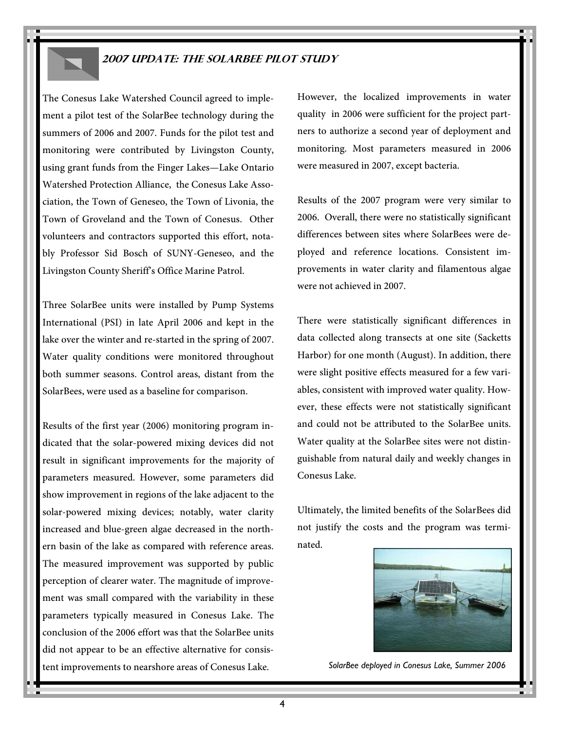## 2007 Update: The SolarBee Pilot Study

The Conesus Lake Watershed Council agreed to implement a pilot test of the SolarBee technology during the summers of 2006 and 2007. Funds for the pilot test and monitoring were contributed by Livingston County, using grant funds from the Finger Lakes—Lake Ontario Watershed Protection Alliance, the Conesus Lake Association, the Town of Geneseo, the Town of Livonia, the Town of Groveland and the Town of Conesus. Other volunteers and contractors supported this effort, notably Professor Sid Bosch of SUNY-Geneseo, and the Livingston County Sheriff's Office Marine Patrol.

Three SolarBee units were installed by Pump Systems International (PSI) in late April 2006 and kept in the lake over the winter and re-started in the spring of 2007. Water quality conditions were monitored throughout both summer seasons. Control areas, distant from the SolarBees, were used as a baseline for comparison.

Results of the first year (2006) monitoring program indicated that the solar-powered mixing devices did not result in significant improvements for the majority of parameters measured. However, some parameters did show improvement in regions of the lake adjacent to the solar-powered mixing devices; notably, water clarity increased and blue-green algae decreased in the northern basin of the lake as compared with reference areas. The measured improvement was supported by public perception of clearer water. The magnitude of improvement was small compared with the variability in these parameters typically measured in Conesus Lake. The conclusion of the 2006 effort was that the SolarBee units did not appear to be an effective alternative for consistent improvements to nearshore areas of Conesus Lake.

However, the localized improvements in water quality in 2006 were sufficient for the project partners to authorize a second year of deployment and monitoring. Most parameters measured in 2006 were measured in 2007, except bacteria.

Results of the 2007 program were very similar to 2006. Overall, there were no statistically significant differences between sites where SolarBees were deployed and reference locations. Consistent improvements in water clarity and filamentous algae were not achieved in 2007.

There were statistically significant differences in data collected along transects at one site (Sacketts Harbor) for one month (August). In addition, there were slight positive effects measured for a few variables, consistent with improved water quality. However, these effects were not statistically significant and could not be attributed to the SolarBee units. Water quality at the SolarBee sites were not distinguishable from natural daily and weekly changes in Conesus Lake.

Ultimately, the limited benefits of the SolarBees did not justify the costs and the program was terminated.

*SolarBee deployed in Conesus Lake, Summer 2006*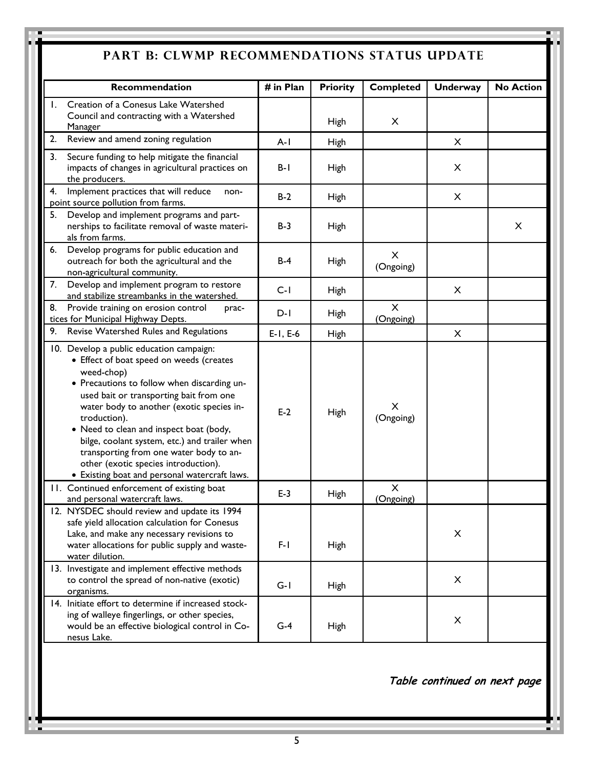## PART B: CLWMP RECOMMENDATIONS STATUS UPDATE

| Recommendation | # in Plan | Priority | Completed | Underway | No Action |
|---|---|---|---|---|---|
| 1. Creation of a Conesus Lake Watershed Council and contracting with a Watershed Manager | | High | X | | |
| 2. Review and amend zoning regulation | A-1 | High | | X | |
| 3. Secure funding to help mitigate the financial impacts of changes in agricultural practices on the producers. | B-1 | High | | X | |
| 4. Implement practices that will reduce non-point source pollution from farms. | B-2 | High | | X | |
| 5. Develop and implement programs and partnerships to facilitate removal of waste materials from farms. | B-3 | High | | | X |
| 6. Develop programs for public education and outreach for both the agricultural and the non-agricultural community. | B-4 | High | X (Ongoing) | | |
| 7. Develop and implement program to restore and stabilize streambanks in the watershed. | C-1 | High | | X | |
| 8. Provide training on erosion control practices for Municipal Highway Depts. | D-1 | High | X (Ongoing) | | |
| 9. Revise Watershed Rules and Regulations | E-1, E-6 | High | | X | |
| 10. Develop a public education campaign: <br>• Effect of boat speed on weeds (creates weed-chop) <br>• Precautions to follow when discarding unused bait or transporting bait from one water body to another (exotic species introduction). <br>• Need to clean and inspect boat (body, bilge, coolant system, etc.) and trailer when transporting from one water body to another (exotic species introduction). <br>• Existing boat and personal watercraft laws. | E-2 | High | X (Ongoing) | | |
| 11. Continued enforcement of existing boat and personal watercraft laws. | E-3 | High | X (Ongoing) | | |
| 12. NYSDEC should review and update its 1994 safe yield allocation calculation for Conesus Lake, and make any necessary revisions to water allocations for public supply and wastewater dilution. | F-1 | High | | X | |
| 13. Investigate and implement effective methods to control the spread of non-native (exotic) organisms. | G-1 | High | | X | |
| 14. Initiate effort to determine if increased stocking of walleye fingerlings, or other species, would be an effective biological control in Conesus Lake. | G-4 | High | | X | |

***Table continued on next page***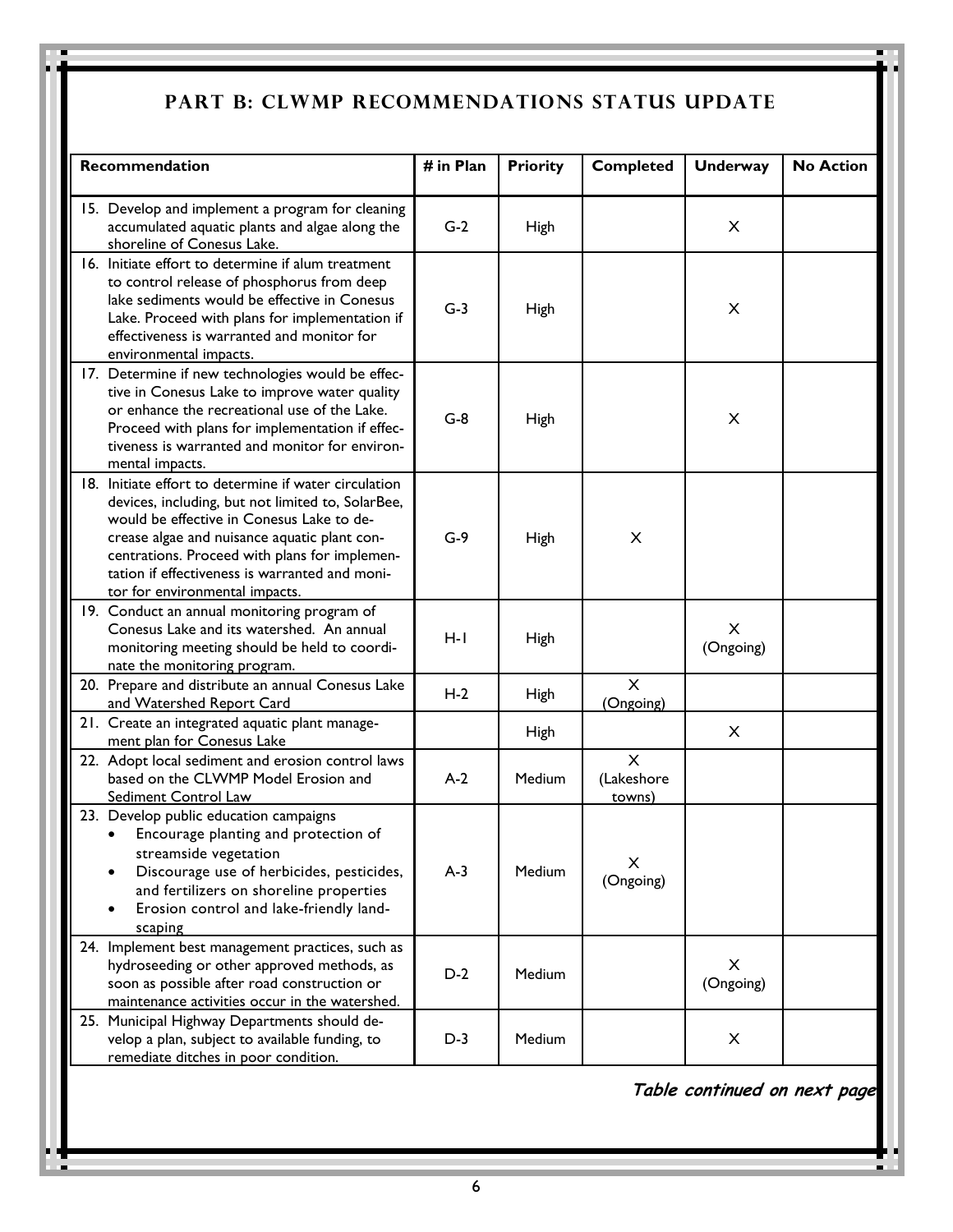## PART B: CLWMP RECOMMENDATIONS STATUS UPDATE

| Recommendation | # in Plan | Priority | Completed | Underway | No Action |
|---|---|---|---|---|---|
| 15. Develop and implement a program for cleaning accumulated aquatic plants and algae along the shoreline of Conesus Lake. | G-2 | High | | X | |
| 16. Initiate effort to determine if alum treatment to control release of phosphorus from deep lake sediments would be effective in Conesus Lake. Proceed with plans for implementation if effectiveness is warranted and monitor for environmental impacts. | G-3 | High | | X | |
| 17. Determine if new technologies would be effective in Conesus Lake to improve water quality or enhance the recreational use of the Lake. Proceed with plans for implementation if effectiveness is warranted and monitor for environmental impacts. | G-8 | High | | X | |
| 18. Initiate effort to determine if water circulation devices, including, but not limited to, SolarBee, would be effective in Conesus Lake to decrease algae and nuisance aquatic plant concentrations. Proceed with plans for implementation if effectiveness is warranted and monitor for environmental impacts. | G-9 | High | X | | |
| 19. Conduct an annual monitoring program of Conesus Lake and its watershed. An annual monitoring meeting should be held to coordinate the monitoring program. | H-1 | High | | X (Ongoing) | |
| 20. Prepare and distribute an annual Conesus Lake and Watershed Report Card | H-2 | High | X (Ongoing) | | |
| 21. Create an integrated aquatic plant management plan for Conesus Lake | | High | | X | |
| 22. Adopt local sediment and erosion control laws based on the CLWMP Model Erosion and Sediment Control Law | A-2 | Medium | X (Lakeshore towns) | | |
| 23. Develop public education campaigns <br>• Encourage planting and protection of streamside vegetation <br>• Discourage use of herbicides, pesticides, and fertilizers on shoreline properties <br>• Erosion control and lake-friendly landscaping | A-3 | Medium | X (Ongoing) | | |
| 24. Implement best management practices, such as hydroseeding or other approved methods, as soon as possible after road construction or maintenance activities occur in the watershed. | D-2 | Medium | | X (Ongoing) | |
| 25. Municipal Highway Departments should develop a plan, subject to available funding, to remediate ditches in poor condition. | D-3 | Medium | | X | |

***Table continued on next page***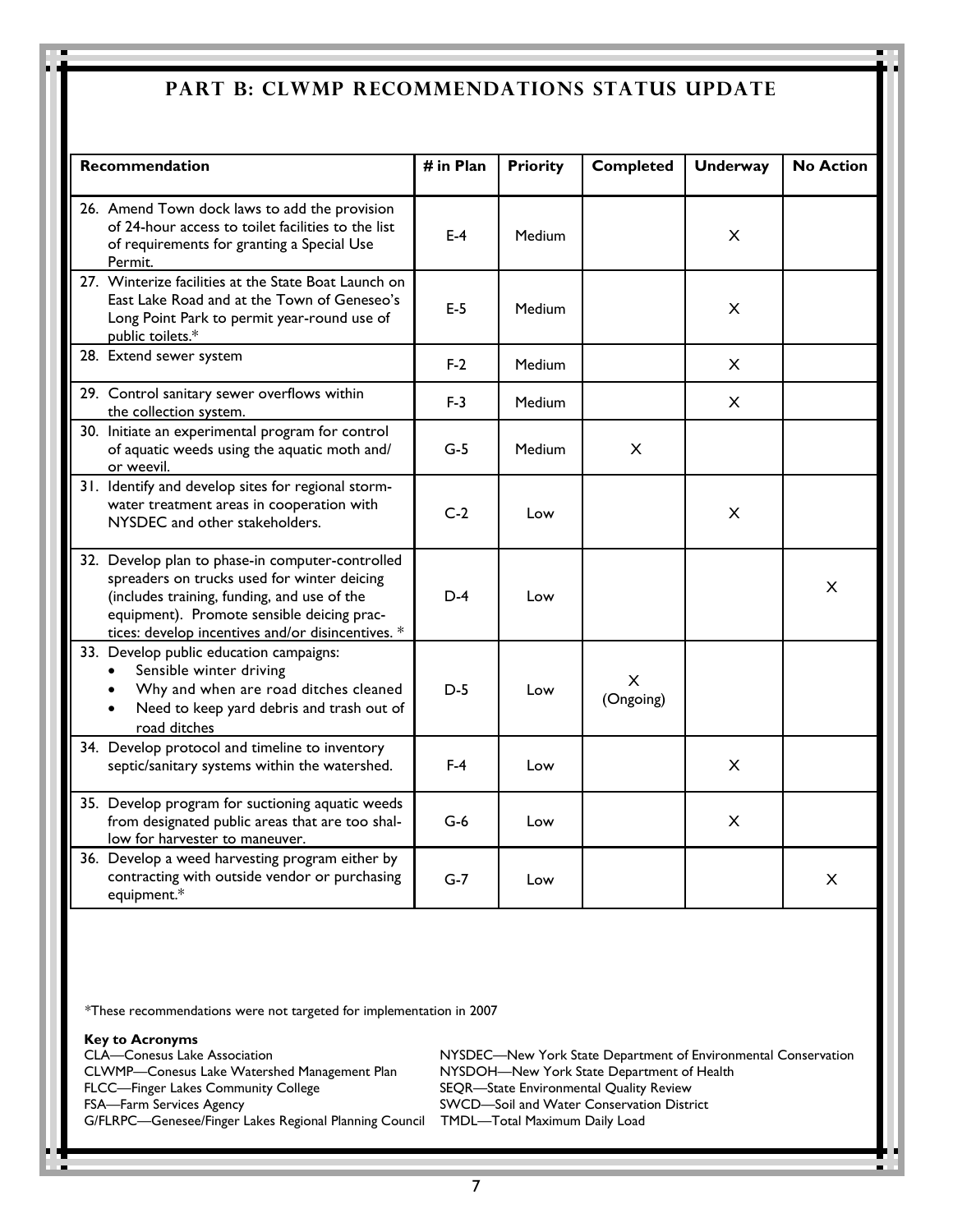## PART B: CLWMP RECOMMENDATIONS STATUS UPDATE

| Recommendation | # in Plan | Priority | Completed | Underway | No Action |
|---|---|---|---|---|---|
| 26. Amend Town dock laws to add the provision of 24-hour access to toilet facilities to the list of requirements for granting a Special Use Permit. | E-4 | Medium | | X | |
| 27. Winterize facilities at the State Boat Launch on East Lake Road and at the Town of Geneseo's Long Point Park to permit year-round use of public toilets.* | E-5 | Medium | | X | |
| 28. Extend sewer system | F-2 | Medium | | X | |
| 29. Control sanitary sewer overflows within the collection system. | F-3 | Medium | | X | |
| 30. Initiate an experimental program for control of aquatic weeds using the aquatic moth and/or weevil. | G-5 | Medium | X | | |
| 31. Identify and develop sites for regional storm-water treatment areas in cooperation with NYSDEC and other stakeholders. | C-2 | Low | | X | |
| 32. Develop plan to phase-in computer-controlled spreaders on trucks used for winter deicing (includes training, funding, and use of the equipment). Promote sensible deicing practices: develop incentives and/or disincentives. * | D-4 | Low | | | X |
| 33. Develop public education campaigns: • Sensible winter driving • Why and when are road ditches cleaned • Need to keep yard debris and trash out of road ditches | D-5 | Low | X (Ongoing) | | |
| 34. Develop protocol and timeline to inventory septic/sanitary systems within the watershed. | F-4 | Low | | X | |
| 35. Develop program for suctioning aquatic weeds from designated public areas that are too shallow for harvester to maneuver. | G-6 | Low | | X | |
| 36. Develop a weed harvesting program either by contracting with outside vendor or purchasing equipment.* | G-7 | Low | | | X |

*These recommendations were not targeted for implementation in 2007

**Key to Acronyms**

CLA—Conesus Lake Association
CLWMP—Conesus Lake Watershed Management Plan
FLCC—Finger Lakes Community College
FSA—Farm Services Agency
G/FLRPC—Genesee/Finger Lakes Regional Planning Council
NYSDEC—New York State Department of Environmental Conservation
NYSDOH—New York State Department of Health
SEQR—State Environmental Quality Review
SWCD—Soil and Water Conservation District
TMDL—Total Maximum Daily Load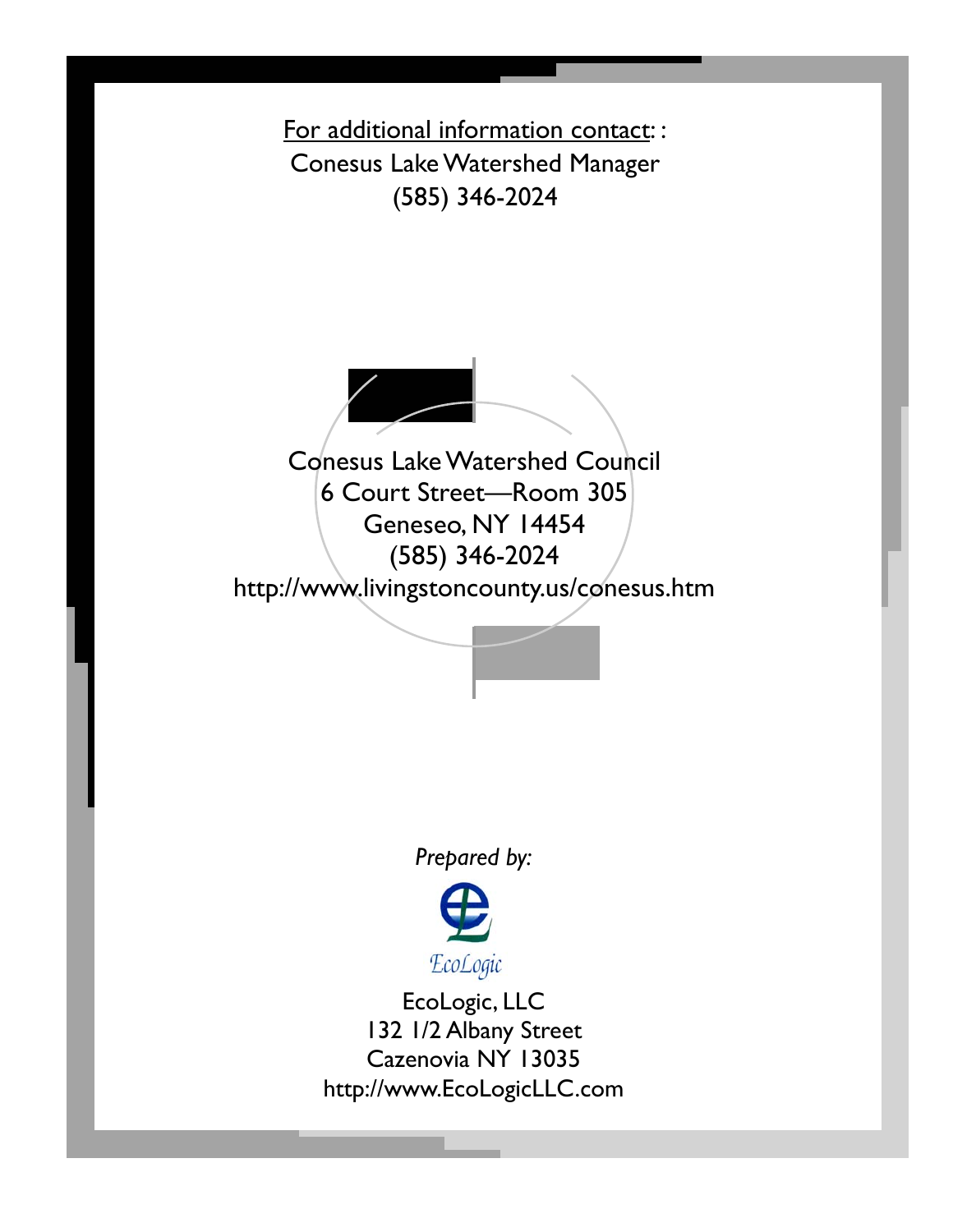For additional information contact: :
Conesus Lake Watershed Manager
(585) 346-2024

Conesus Lake Watershed Council
6 Court Street—Room 305
Geneseo, NY 14454
(585) 346-2024
http://www.livingstoncounty.us/conesus.htm

*Prepared by:*

EcoLogic

EcoLogic, LLC
132 1/2 Albany Street
Cazenovia NY 13035
http://www.EcoLogicLLC.com